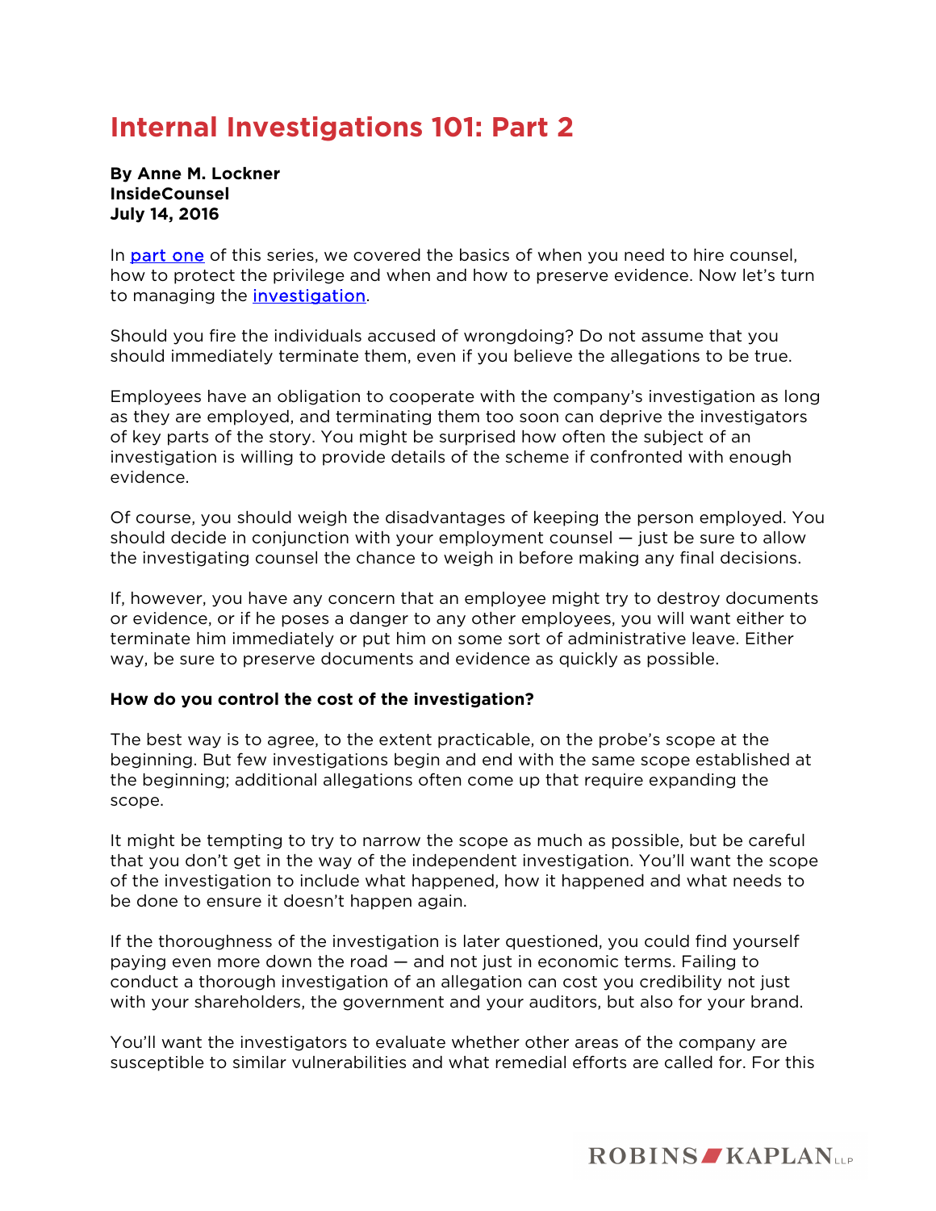# Internal Investigations 101: Part 2

**By Anne M. Lockner**
**InsideCounsel**
**July 14, 2016**

In part one of this series, we covered the basics of when you need to hire counsel, how to protect the privilege and when and how to preserve evidence. Now let's turn to managing the investigation.

Should you fire the individuals accused of wrongdoing? Do not assume that you should immediately terminate them, even if you believe the allegations to be true.

Employees have an obligation to cooperate with the company's investigation as long as they are employed, and terminating them too soon can deprive the investigators of key parts of the story. You might be surprised how often the subject of an investigation is willing to provide details of the scheme if confronted with enough evidence.

Of course, you should weigh the disadvantages of keeping the person employed. You should decide in conjunction with your employment counsel — just be sure to allow the investigating counsel the chance to weigh in before making any final decisions.

If, however, you have any concern that an employee might try to destroy documents or evidence, or if he poses a danger to any other employees, you will want either to terminate him immediately or put him on some sort of administrative leave. Either way, be sure to preserve documents and evidence as quickly as possible.

**How do you control the cost of the investigation?**

The best way is to agree, to the extent practicable, on the probe's scope at the beginning. But few investigations begin and end with the same scope established at the beginning; additional allegations often come up that require expanding the scope.

It might be tempting to try to narrow the scope as much as possible, but be careful that you don't get in the way of the independent investigation. You'll want the scope of the investigation to include what happened, how it happened and what needs to be done to ensure it doesn't happen again.

If the thoroughness of the investigation is later questioned, you could find yourself paying even more down the road — and not just in economic terms. Failing to conduct a thorough investigation of an allegation can cost you credibility not just with your shareholders, the government and your auditors, but also for your brand.

You'll want the investigators to evaluate whether other areas of the company are susceptible to similar vulnerabilities and what remedial efforts are called for. For this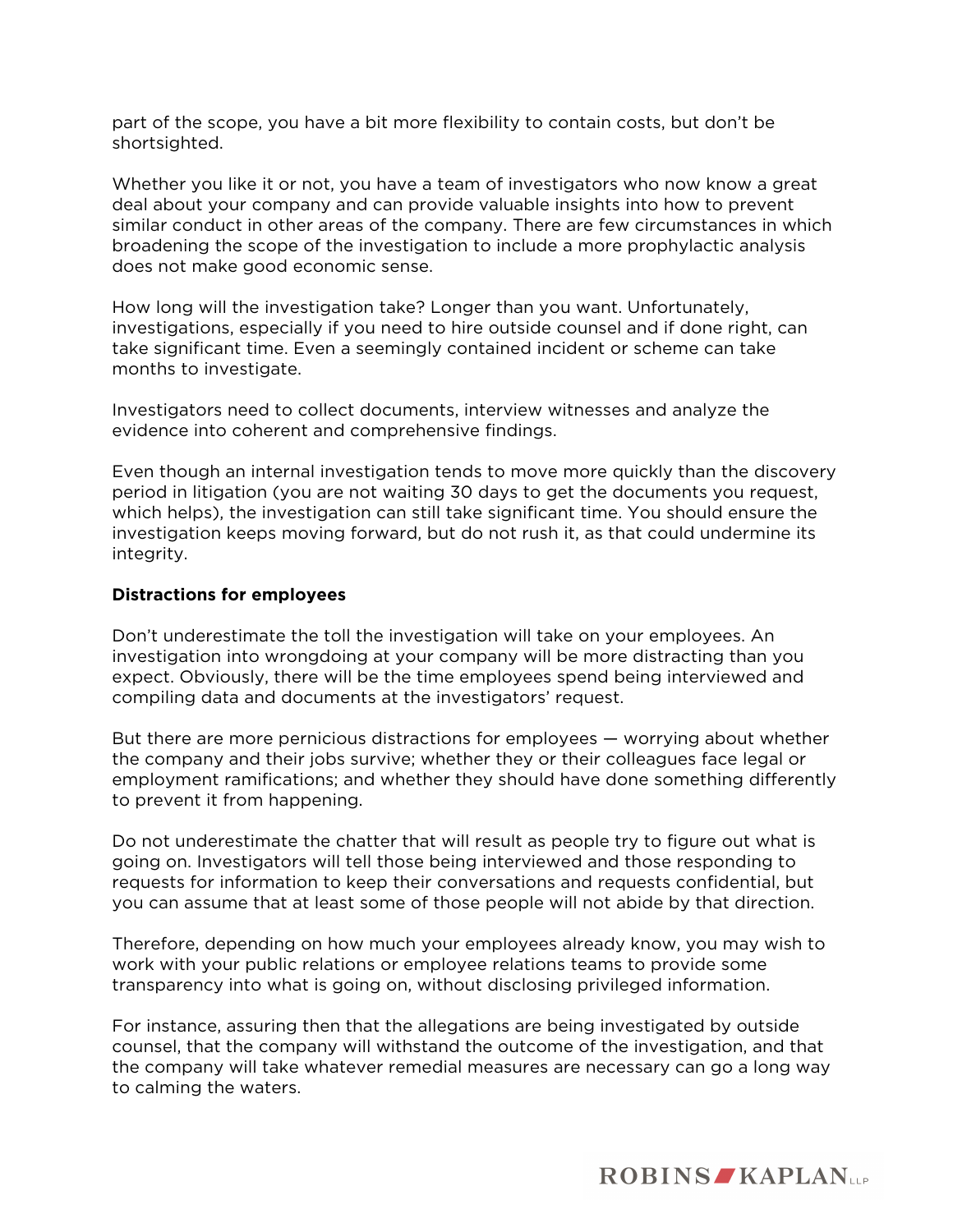part of the scope, you have a bit more flexibility to contain costs, but don't be shortsighted.

Whether you like it or not, you have a team of investigators who now know a great deal about your company and can provide valuable insights into how to prevent similar conduct in other areas of the company. There are few circumstances in which broadening the scope of the investigation to include a more prophylactic analysis does not make good economic sense.

How long will the investigation take? Longer than you want. Unfortunately, investigations, especially if you need to hire outside counsel and if done right, can take significant time. Even a seemingly contained incident or scheme can take months to investigate.

Investigators need to collect documents, interview witnesses and analyze the evidence into coherent and comprehensive findings.

Even though an internal investigation tends to move more quickly than the discovery period in litigation (you are not waiting 30 days to get the documents you request, which helps), the investigation can still take significant time. You should ensure the investigation keeps moving forward, but do not rush it, as that could undermine its integrity.

**Distractions for employees**

Don't underestimate the toll the investigation will take on your employees. An investigation into wrongdoing at your company will be more distracting than you expect. Obviously, there will be the time employees spend being interviewed and compiling data and documents at the investigators' request.

But there are more pernicious distractions for employees — worrying about whether the company and their jobs survive; whether they or their colleagues face legal or employment ramifications; and whether they should have done something differently to prevent it from happening.

Do not underestimate the chatter that will result as people try to figure out what is going on. Investigators will tell those being interviewed and those responding to requests for information to keep their conversations and requests confidential, but you can assume that at least some of those people will not abide by that direction.

Therefore, depending on how much your employees already know, you may wish to work with your public relations or employee relations teams to provide some transparency into what is going on, without disclosing privileged information.

For instance, assuring then that the allegations are being investigated by outside counsel, that the company will withstand the outcome of the investigation, and that the company will take whatever remedial measures are necessary can go a long way to calming the waters.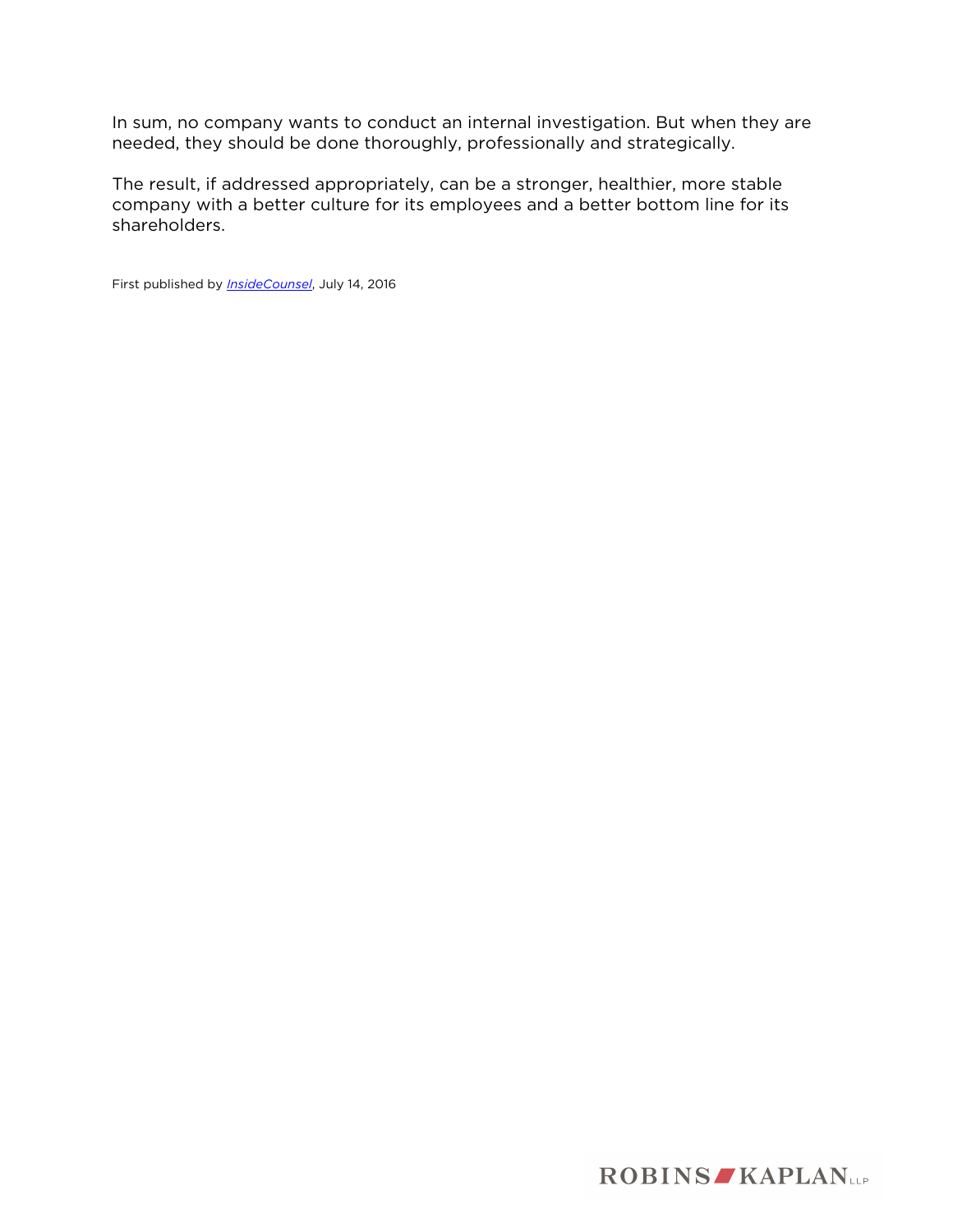In sum, no company wants to conduct an internal investigation. But when they are needed, they should be done thoroughly, professionally and strategically.

The result, if addressed appropriately, can be a stronger, healthier, more stable company with a better culture for its employees and a better bottom line for its shareholders.

First published by *InsideCounsel*, July 14, 2016